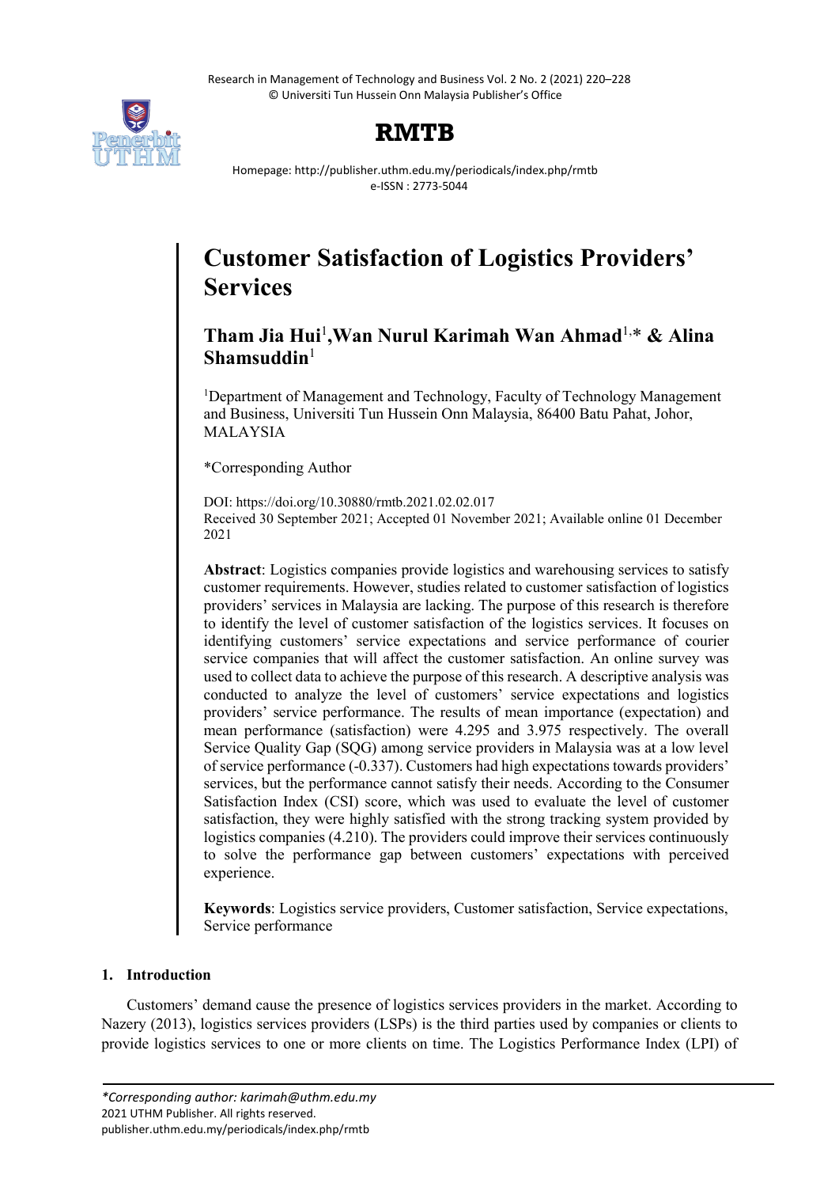# Customer Satisfaction of Logistics Providers' Services

**Tham Jia Hui[1], Wan Nurul Karimah Wan Ahmad[1,*] & Alina Shamsuddin[1]**

[1]Department of Management and Technology, Faculty of Technology Management and Business, Universiti Tun Hussein Onn Malaysia, 86400 Batu Pahat, Johor, MALAYSIA

*Corresponding Author

DOI: https://doi.org/10.30880/rmtb.2021.02.02.017
Received 30 September 2021; Accepted 01 November 2021; Available online 01 December 2021

**Abstract**: Logistics companies provide logistics and warehousing services to satisfy customer requirements. However, studies related to customer satisfaction of logistics providers' services in Malaysia are lacking. The purpose of this research is therefore to identify the level of customer satisfaction of the logistics services. It focuses on identifying customers' service expectations and service performance of courier service companies that will affect the customer satisfaction. An online survey was used to collect data to achieve the purpose of this research. A descriptive analysis was conducted to analyze the level of customers' service expectations and logistics providers' service performance. The results of mean importance (expectation) and mean performance (satisfaction) were 4.295 and 3.975 respectively. The overall Service Quality Gap (SQG) among service providers in Malaysia was at a low level of service performance (-0.337). Customers had high expectations towards providers' services, but the performance cannot satisfy their needs. According to the Consumer Satisfaction Index (CSI) score, which was used to evaluate the level of customer satisfaction, they were highly satisfied with the strong tracking system provided by logistics companies (4.210). The providers could improve their services continuously to solve the performance gap between customers' expectations with perceived experience.

**Keywords**: Logistics service providers, Customer satisfaction, Service expectations, Service performance

## 1. Introduction

Customers' demand cause the presence of logistics services providers in the market. According to Nazery (2013), logistics services providers (LSPs) is the third parties used by companies or clients to provide logistics services to one or more clients on time. The Logistics Performance Index (LPI) of

*Corresponding author: karimah@uthm.edu.my
2021 UTHM Publisher. All rights reserved.
publisher.uthm.edu.my/periodicals/index.php/rmtb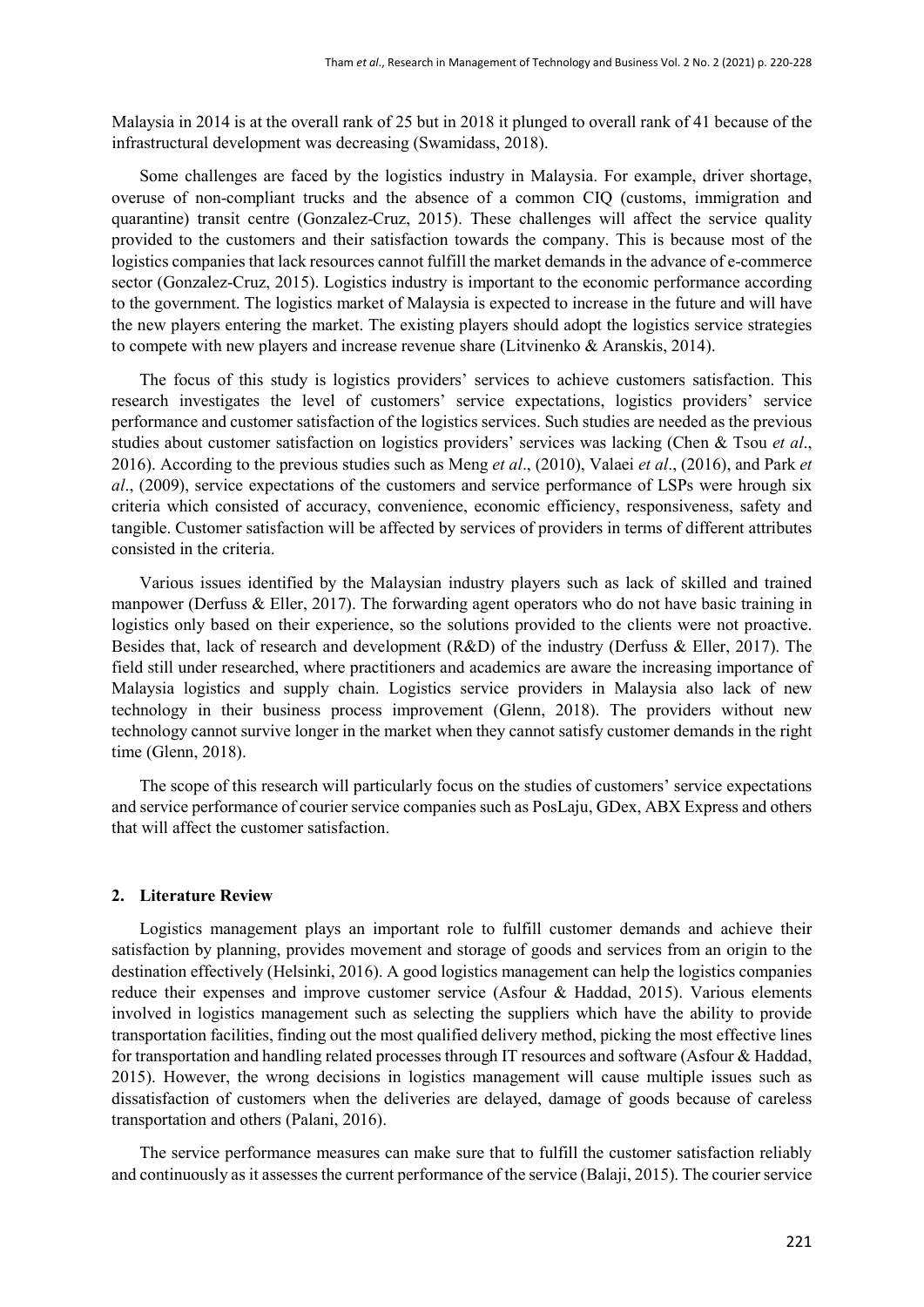Malaysia in 2014 is at the overall rank of 25 but in 2018 it plunged to overall rank of 41 because of the infrastructural development was decreasing (Swamidass, 2018).

Some challenges are faced by the logistics industry in Malaysia. For example, driver shortage, overuse of non-compliant trucks and the absence of a common CIQ (customs, immigration and quarantine) transit centre (Gonzalez-Cruz, 2015). These challenges will affect the service quality provided to the customers and their satisfaction towards the company. This is because most of the logistics companies that lack resources cannot fulfill the market demands in the advance of e-commerce sector (Gonzalez-Cruz, 2015). Logistics industry is important to the economic performance according to the government. The logistics market of Malaysia is expected to increase in the future and will have the new players entering the market. The existing players should adopt the logistics service strategies to compete with new players and increase revenue share (Litvinenko & Aranskis, 2014).

The focus of this study is logistics providers' services to achieve customers satisfaction. This research investigates the level of customers' service expectations, logistics providers' service performance and customer satisfaction of the logistics services. Such studies are needed as the previous studies about customer satisfaction on logistics providers' services was lacking (Chen & Tsou *et al*., 2016). According to the previous studies such as Meng *et al*., (2010), Valaei *et al*., (2016), and Park *et al*., (2009), service expectations of the customers and service performance of LSPs were hrough six criteria which consisted of accuracy, convenience, economic efficiency, responsiveness, safety and tangible. Customer satisfaction will be affected by services of providers in terms of different attributes consisted in the criteria.

Various issues identified by the Malaysian industry players such as lack of skilled and trained manpower (Derfuss & Eller, 2017). The forwarding agent operators who do not have basic training in logistics only based on their experience, so the solutions provided to the clients were not proactive. Besides that, lack of research and development (R&D) of the industry (Derfuss & Eller, 2017). The field still under researched, where practitioners and academics are aware the increasing importance of Malaysia logistics and supply chain. Logistics service providers in Malaysia also lack of new technology in their business process improvement (Glenn, 2018). The providers without new technology cannot survive longer in the market when they cannot satisfy customer demands in the right time (Glenn, 2018).

The scope of this research will particularly focus on the studies of customers' service expectations and service performance of courier service companies such as PosLaju, GDex, ABX Express and others that will affect the customer satisfaction.

## 2. Literature Review

Logistics management plays an important role to fulfill customer demands and achieve their satisfaction by planning, provides movement and storage of goods and services from an origin to the destination effectively (Helsinki, 2016). A good logistics management can help the logistics companies reduce their expenses and improve customer service (Asfour & Haddad, 2015). Various elements involved in logistics management such as selecting the suppliers which have the ability to provide transportation facilities, finding out the most qualified delivery method, picking the most effective lines for transportation and handling related processes through IT resources and software (Asfour & Haddad, 2015). However, the wrong decisions in logistics management will cause multiple issues such as dissatisfaction of customers when the deliveries are delayed, damage of goods because of careless transportation and others (Palani, 2016).

The service performance measures can make sure that to fulfill the customer satisfaction reliably and continuously as it assesses the current performance of the service (Balaji, 2015). The courier service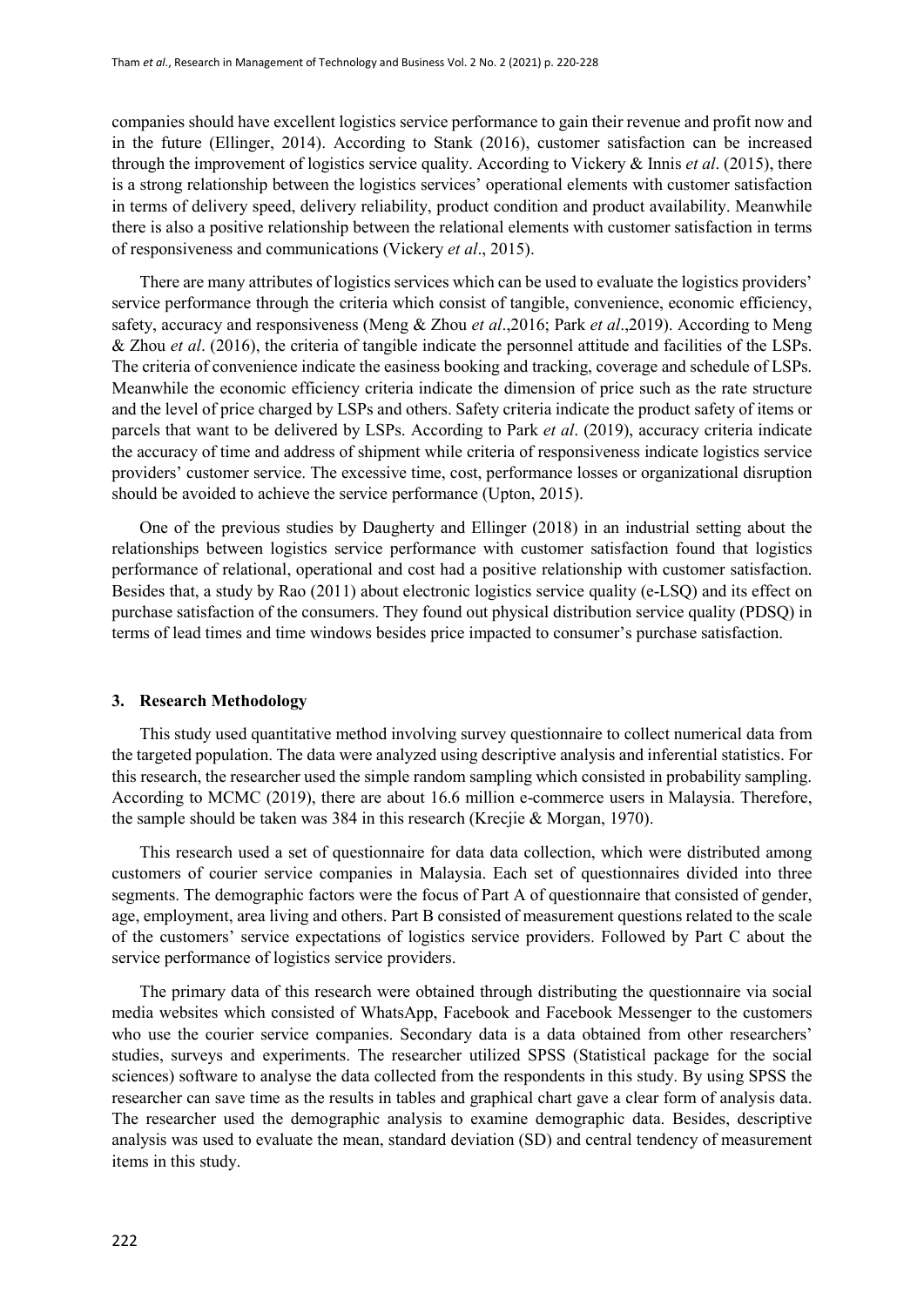companies should have excellent logistics service performance to gain their revenue and profit now and in the future (Ellinger, 2014). According to Stank (2016), customer satisfaction can be increased through the improvement of logistics service quality. According to Vickery & Innis *et al*. (2015), there is a strong relationship between the logistics services' operational elements with customer satisfaction in terms of delivery speed, delivery reliability, product condition and product availability. Meanwhile there is also a positive relationship between the relational elements with customer satisfaction in terms of responsiveness and communications (Vickery *et al*., 2015).

There are many attributes of logistics services which can be used to evaluate the logistics providers' service performance through the criteria which consist of tangible, convenience, economic efficiency, safety, accuracy and responsiveness (Meng & Zhou *et al*.,2016; Park *et al*.,2019). According to Meng & Zhou *et al*. (2016), the criteria of tangible indicate the personnel attitude and facilities of the LSPs. The criteria of convenience indicate the easiness booking and tracking, coverage and schedule of LSPs. Meanwhile the economic efficiency criteria indicate the dimension of price such as the rate structure and the level of price charged by LSPs and others. Safety criteria indicate the product safety of items or parcels that want to be delivered by LSPs. According to Park *et al*. (2019), accuracy criteria indicate the accuracy of time and address of shipment while criteria of responsiveness indicate logistics service providers' customer service. The excessive time, cost, performance losses or organizational disruption should be avoided to achieve the service performance (Upton, 2015).

One of the previous studies by Daugherty and Ellinger (2018) in an industrial setting about the relationships between logistics service performance with customer satisfaction found that logistics performance of relational, operational and cost had a positive relationship with customer satisfaction. Besides that, a study by Rao (2011) about electronic logistics service quality (e-LSQ) and its effect on purchase satisfaction of the consumers. They found out physical distribution service quality (PDSQ) in terms of lead times and time windows besides price impacted to consumer's purchase satisfaction.

## 3. Research Methodology

This study used quantitative method involving survey questionnaire to collect numerical data from the targeted population. The data were analyzed using descriptive analysis and inferential statistics. For this research, the researcher used the simple random sampling which consisted in probability sampling. According to MCMC (2019), there are about 16.6 million e-commerce users in Malaysia. Therefore, the sample should be taken was 384 in this research (Krecjie & Morgan, 1970).

This research used a set of questionnaire for data data collection, which were distributed among customers of courier service companies in Malaysia. Each set of questionnaires divided into three segments. The demographic factors were the focus of Part A of questionnaire that consisted of gender, age, employment, area living and others. Part B consisted of measurement questions related to the scale of the customers' service expectations of logistics service providers. Followed by Part C about the service performance of logistics service providers.

The primary data of this research were obtained through distributing the questionnaire via social media websites which consisted of WhatsApp, Facebook and Facebook Messenger to the customers who use the courier service companies. Secondary data is a data obtained from other researchers' studies, surveys and experiments. The researcher utilized SPSS (Statistical package for the social sciences) software to analyse the data collected from the respondents in this study. By using SPSS the researcher can save time as the results in tables and graphical chart gave a clear form of analysis data. The researcher used the demographic analysis to examine demographic data. Besides, descriptive analysis was used to evaluate the mean, standard deviation (SD) and central tendency of measurement items in this study.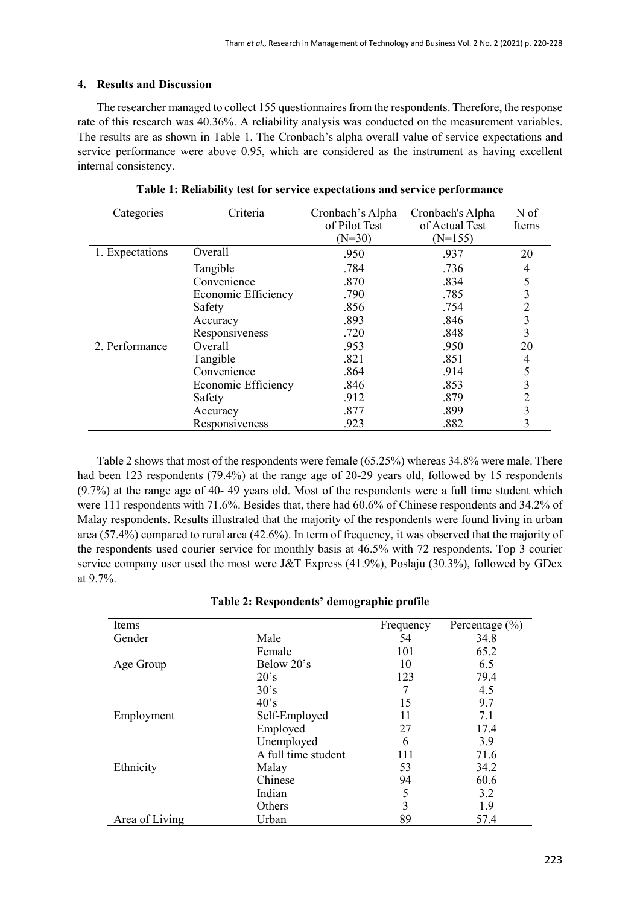## 4. Results and Discussion

The researcher managed to collect 155 questionnaires from the respondents. Therefore, the response rate of this research was 40.36%. A reliability analysis was conducted on the measurement variables. The results are as shown in Table 1. The Cronbach's alpha overall value of service expectations and service performance were above 0.95, which are considered as the instrument as having excellent internal consistency.

**Table 1: Reliability test for service expectations and service performance**

| Categories | Criteria | Cronbach's Alpha of Pilot Test (N=30) | Cronbach's Alpha of Actual Test (N=155) | N of Items |
|---|---|---|---|---|
| 1. Expectations | Overall | .950 | .937 | 20 |
| | Tangible | .784 | .736 | 4 |
| | Convenience | .870 | .834 | 5 |
| | Economic Efficiency | .790 | .785 | 3 |
| | Safety | .856 | .754 | 2 |
| | Accuracy | .893 | .846 | 3 |
| | Responsiveness | .720 | .848 | 3 |
| 2. Performance | Overall | .953 | .950 | 20 |
| | Tangible | .821 | .851 | 4 |
| | Convenience | .864 | .914 | 5 |
| | Economic Efficiency | .846 | .853 | 3 |
| | Safety | .912 | .879 | 2 |
| | Accuracy | .877 | .899 | 3 |
| | Responsiveness | .923 | .882 | 3 |

Table 2 shows that most of the respondents were female (65.25%) whereas 34.8% were male. There had been 123 respondents (79.4%) at the range age of 20-29 years old, followed by 15 respondents (9.7%) at the range age of 40- 49 years old. Most of the respondents were a full time student which were 111 respondents with 71.6%. Besides that, there had 60.6% of Chinese respondents and 34.2% of Malay respondents. Results illustrated that the majority of the respondents were found living in urban area (57.4%) compared to rural area (42.6%). In term of frequency, it was observed that the majority of the respondents used courier service for monthly basis at 46.5% with 72 respondents. Top 3 courier service company user used the most were J&T Express (41.9%), Poslaju (30.3%), followed by GDex at 9.7%.

**Table 2: Respondents' demographic profile**

| Items | | Frequency | Percentage (%) |
|---|---|---|---|
| Gender | Male | 54 | 34.8 |
| | Female | 101 | 65.2 |
| Age Group | Below 20's | 10 | 6.5 |
| | 20's | 123 | 79.4 |
| | 30's | 7 | 4.5 |
| | 40's | 15 | 9.7 |
| Employment | Self-Employed | 11 | 7.1 |
| | Employed | 27 | 17.4 |
| | Unemployed | 6 | 3.9 |
| | A full time student | 111 | 71.6 |
| Ethnicity | Malay | 53 | 34.2 |
| | Chinese | 94 | 60.6 |
| | Indian | 5 | 3.2 |
| | Others | 3 | 1.9 |
| Area of Living | Urban | 89 | 57.4 |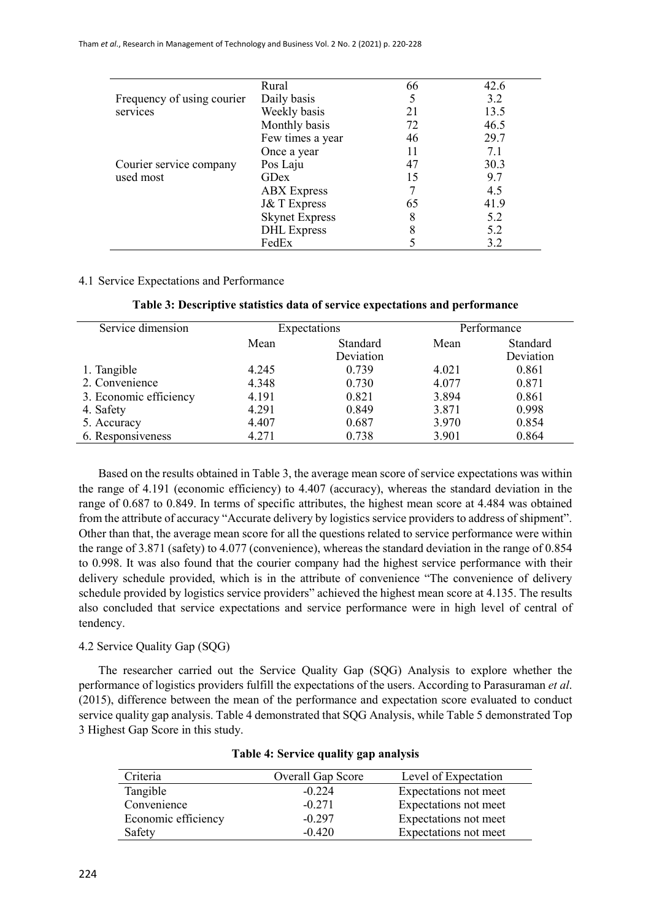| | Rural | 66 | 42.6 |
|---|---|---|---|
| Frequency of using courier services | Daily basis | 5 | 3.2 |
| | Weekly basis | 21 | 13.5 |
| | Monthly basis | 72 | 46.5 |
| | Few times a year | 46 | 29.7 |
| | Once a year | 11 | 7.1 |
| Courier service company used most | Pos Laju | 47 | 30.3 |
| | GDex | 15 | 9.7 |
| | ABX Express | 7 | 4.5 |
| | J& T Express | 65 | 41.9 |
| | Skynet Express | 8 | 5.2 |
| | DHL Express | 8 | 5.2 |
| | FedEx | 5 | 3.2 |

4.1 Service Expectations and Performance

**Table 3: Descriptive statistics data of service expectations and performance**

| Service dimension | Expectations | | Performance | |
|---|---|---|---|---|
| | Mean | Standard Deviation | Mean | Standard Deviation |
| 1. Tangible | 4.245 | 0.739 | 4.021 | 0.861 |
| 2. Convenience | 4.348 | 0.730 | 4.077 | 0.871 |
| 3. Economic efficiency | 4.191 | 0.821 | 3.894 | 0.861 |
| 4. Safety | 4.291 | 0.849 | 3.871 | 0.998 |
| 5. Accuracy | 4.407 | 0.687 | 3.970 | 0.854 |
| 6. Responsiveness | 4.271 | 0.738 | 3.901 | 0.864 |

Based on the results obtained in Table 3, the average mean score of service expectations was within the range of 4.191 (economic efficiency) to 4.407 (accuracy), whereas the standard deviation in the range of 0.687 to 0.849. In terms of specific attributes, the highest mean score at 4.484 was obtained from the attribute of accuracy "Accurate delivery by logistics service providers to address of shipment". Other than that, the average mean score for all the questions related to service performance were within the range of 3.871 (safety) to 4.077 (convenience), whereas the standard deviation in the range of 0.854 to 0.998. It was also found that the courier company had the highest service performance with their delivery schedule provided, which is in the attribute of convenience "The convenience of delivery schedule provided by logistics service providers" achieved the highest mean score at 4.135. The results also concluded that service expectations and service performance were in high level of central of tendency.

4.2 Service Quality Gap (SQG)

The researcher carried out the Service Quality Gap (SQG) Analysis to explore whether the performance of logistics providers fulfill the expectations of the users. According to Parasuraman *et al*. (2015), difference between the mean of the performance and expectation score evaluated to conduct service quality gap analysis. Table 4 demonstrated that SQG Analysis, while Table 5 demonstrated Top 3 Highest Gap Score in this study.

**Table 4: Service quality gap analysis**

| Criteria | Overall Gap Score | Level of Expectation |
|---|---|---|
| Tangible | -0.224 | Expectations not meet |
| Convenience | -0.271 | Expectations not meet |
| Economic efficiency | -0.297 | Expectations not meet |
| Safety | -0.420 | Expectations not meet |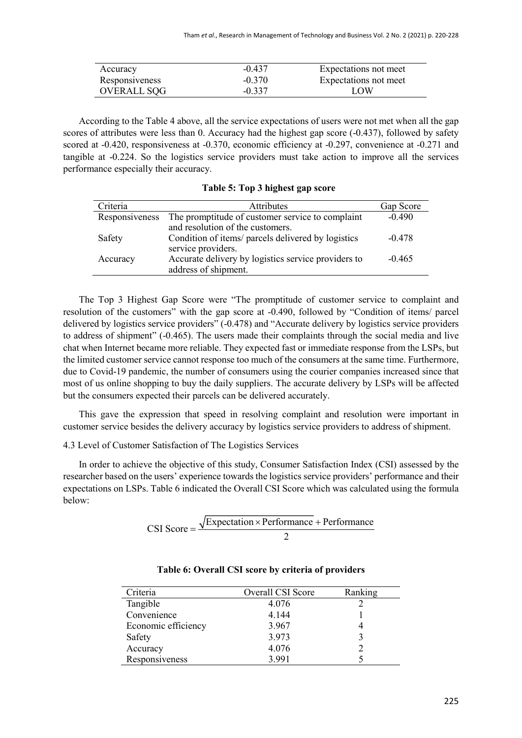| Accuracy | -0.437 | Expectations not meet |
|---|---|---|
| Responsiveness | -0.370 | Expectations not meet |
| OVERALL SQG | -0.337 | LOW |

According to the Table 4 above, all the service expectations of users were not met when all the gap scores of attributes were less than 0. Accuracy had the highest gap score (-0.437), followed by safety scored at -0.420, responsiveness at -0.370, economic efficiency at -0.297, convenience at -0.271 and tangible at -0.224. So the logistics service providers must take action to improve all the services performance especially their accuracy.

**Table 5: Top 3 highest gap score**

| Criteria | Attributes | Gap Score |
|---|---|---|
| Responsiveness | The promptitude of customer service to complaint and resolution of the customers. | -0.490 |
| Safety | Condition of items/ parcels delivered by logistics service providers. | -0.478 |
| Accuracy | Accurate delivery by logistics service providers to address of shipment. | -0.465 |

The Top 3 Highest Gap Score were "The promptitude of customer service to complaint and resolution of the customers" with the gap score at -0.490, followed by "Condition of items/ parcel delivered by logistics service providers" (-0.478) and "Accurate delivery by logistics service providers to address of shipment" (-0.465). The users made their complaints through the social media and live chat when Internet became more reliable. They expected fast or immediate response from the LSPs, but the limited customer service cannot response too much of the consumers at the same time. Furthermore, due to Covid-19 pandemic, the number of consumers using the courier companies increased since that most of us online shopping to buy the daily suppliers. The accurate delivery by LSPs will be affected but the consumers expected their parcels can be delivered accurately.

This gave the expression that speed in resolving complaint and resolution were important in customer service besides the delivery accuracy by logistics service providers to address of shipment.

4.3 Level of Customer Satisfaction of The Logistics Services

In order to achieve the objective of this study, Consumer Satisfaction Index (CSI) assessed by the researcher based on the users' experience towards the logistics service providers' performance and their expectations on LSPs. Table 6 indicated the Overall CSI Score which was calculated using the formula below:

$$\text{CSI Score} = \frac{\sqrt{\text{Expectation} \times \text{Performance}} + \text{Performance}}{2}$$

**Table 6: Overall CSI score by criteria of providers**

| Criteria | Overall CSI Score | Ranking |
|---|---|---|
| Tangible | 4.076 | 2 |
| Convenience | 4.144 | 1 |
| Economic efficiency | 3.967 | 4 |
| Safety | 3.973 | 3 |
| Accuracy | 4.076 | 2 |
| Responsiveness | 3.991 | 5 |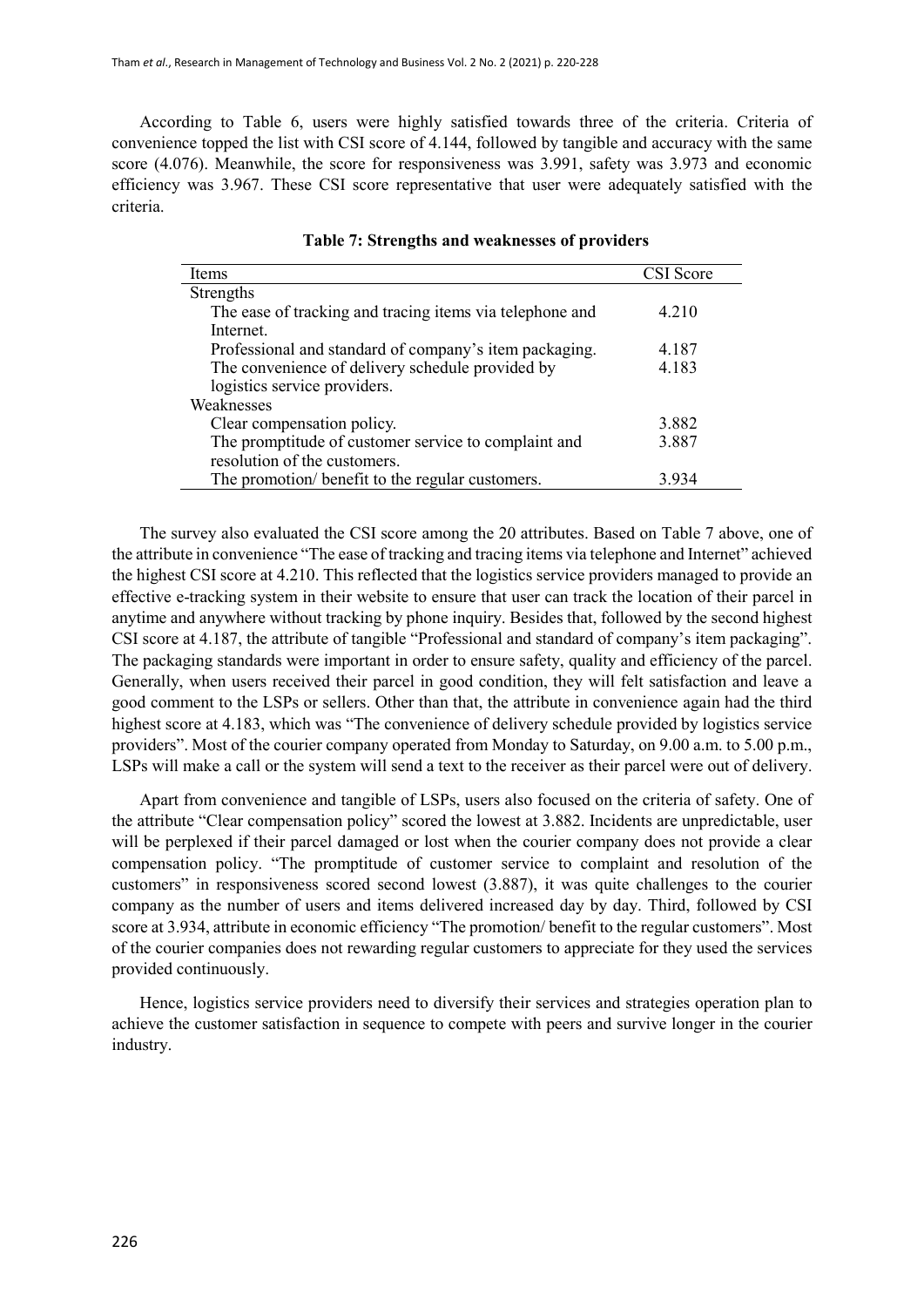According to Table 6, users were highly satisfied towards three of the criteria. Criteria of convenience topped the list with CSI score of 4.144, followed by tangible and accuracy with the same score (4.076). Meanwhile, the score for responsiveness was 3.991, safety was 3.973 and economic efficiency was 3.967. These CSI score representative that user were adequately satisfied with the criteria.

**Table 7: Strengths and weaknesses of providers**

| Items | CSI Score |
|---|---|
| Strengths | |
| The ease of tracking and tracing items via telephone and Internet. | 4.210 |
| Professional and standard of company's item packaging. | 4.187 |
| The convenience of delivery schedule provided by logistics service providers. | 4.183 |
| Weaknesses | |
| Clear compensation policy. | 3.882 |
| The promptitude of customer service to complaint and resolution of the customers. | 3.887 |
| The promotion/ benefit to the regular customers. | 3.934 |

The survey also evaluated the CSI score among the 20 attributes. Based on Table 7 above, one of the attribute in convenience "The ease of tracking and tracing items via telephone and Internet" achieved the highest CSI score at 4.210. This reflected that the logistics service providers managed to provide an effective e-tracking system in their website to ensure that user can track the location of their parcel in anytime and anywhere without tracking by phone inquiry. Besides that, followed by the second highest CSI score at 4.187, the attribute of tangible "Professional and standard of company's item packaging". The packaging standards were important in order to ensure safety, quality and efficiency of the parcel. Generally, when users received their parcel in good condition, they will felt satisfaction and leave a good comment to the LSPs or sellers. Other than that, the attribute in convenience again had the third highest score at 4.183, which was "The convenience of delivery schedule provided by logistics service providers". Most of the courier company operated from Monday to Saturday, on 9.00 a.m. to 5.00 p.m., LSPs will make a call or the system will send a text to the receiver as their parcel were out of delivery.

Apart from convenience and tangible of LSPs, users also focused on the criteria of safety. One of the attribute "Clear compensation policy" scored the lowest at 3.882. Incidents are unpredictable, user will be perplexed if their parcel damaged or lost when the courier company does not provide a clear compensation policy. "The promptitude of customer service to complaint and resolution of the customers" in responsiveness scored second lowest (3.887), it was quite challenges to the courier company as the number of users and items delivered increased day by day. Third, followed by CSI score at 3.934, attribute in economic efficiency "The promotion/ benefit to the regular customers". Most of the courier companies does not rewarding regular customers to appreciate for they used the services provided continuously.

Hence, logistics service providers need to diversify their services and strategies operation plan to achieve the customer satisfaction in sequence to compete with peers and survive longer in the courier industry.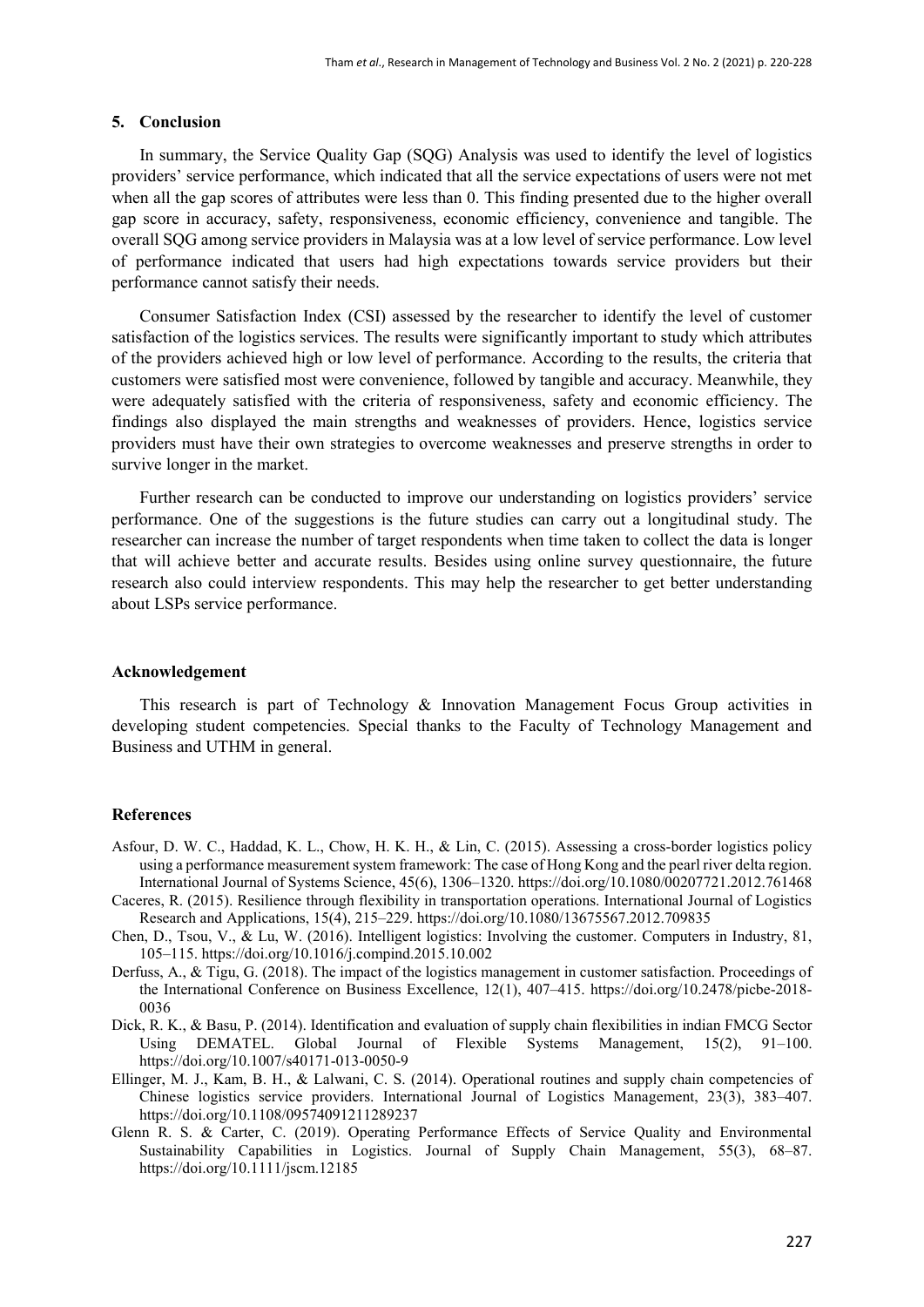## 5. Conclusion

In summary, the Service Quality Gap (SQG) Analysis was used to identify the level of logistics providers' service performance, which indicated that all the service expectations of users were not met when all the gap scores of attributes were less than 0. This finding presented due to the higher overall gap score in accuracy, safety, responsiveness, economic efficiency, convenience and tangible. The overall SQG among service providers in Malaysia was at a low level of service performance. Low level of performance indicated that users had high expectations towards service providers but their performance cannot satisfy their needs.

Consumer Satisfaction Index (CSI) assessed by the researcher to identify the level of customer satisfaction of the logistics services. The results were significantly important to study which attributes of the providers achieved high or low level of performance. According to the results, the criteria that customers were satisfied most were convenience, followed by tangible and accuracy. Meanwhile, they were adequately satisfied with the criteria of responsiveness, safety and economic efficiency. The findings also displayed the main strengths and weaknesses of providers. Hence, logistics service providers must have their own strategies to overcome weaknesses and preserve strengths in order to survive longer in the market.

Further research can be conducted to improve our understanding on logistics providers' service performance. One of the suggestions is the future studies can carry out a longitudinal study. The researcher can increase the number of target respondents when time taken to collect the data is longer that will achieve better and accurate results. Besides using online survey questionnaire, the future research also could interview respondents. This may help the researcher to get better understanding about LSPs service performance.

## Acknowledgement

This research is part of Technology & Innovation Management Focus Group activities in developing student competencies. Special thanks to the Faculty of Technology Management and Business and UTHM in general.

## References

Asfour, D. W. C., Haddad, K. L., Chow, H. K. H., & Lin, C. (2015). Assessing a cross-border logistics policy using a performance measurement system framework: The case of Hong Kong and the pearl river delta region. International Journal of Systems Science, 45(6), 1306–1320. https://doi.org/10.1080/00207721.2012.761468

Caceres, R. (2015). Resilience through flexibility in transportation operations. International Journal of Logistics Research and Applications, 15(4), 215–229. https://doi.org/10.1080/13675567.2012.709835

Chen, D., Tsou, V., & Lu, W. (2016). Intelligent logistics: Involving the customer. Computers in Industry, 81, 105–115. https://doi.org/10.1016/j.compind.2015.10.002

Derfuss, A., & Tigu, G. (2018). The impact of the logistics management in customer satisfaction. Proceedings of the International Conference on Business Excellence, 12(1), 407–415. https://doi.org/10.2478/picbe-2018-0036

Dick, R. K., & Basu, P. (2014). Identification and evaluation of supply chain flexibilities in indian FMCG Sector Using DEMATEL. Global Journal of Flexible Systems Management, 15(2), 91–100. https://doi.org/10.1007/s40171-013-0050-9

Ellinger, M. J., Kam, B. H., & Lalwani, C. S. (2014). Operational routines and supply chain competencies of Chinese logistics service providers. International Journal of Logistics Management, 23(3), 383–407. https://doi.org/10.1108/09574091211289237

Glenn R. S. & Carter, C. (2019). Operating Performance Effects of Service Quality and Environmental Sustainability Capabilities in Logistics. Journal of Supply Chain Management, 55(3), 68–87. https://doi.org/10.1111/jscm.12185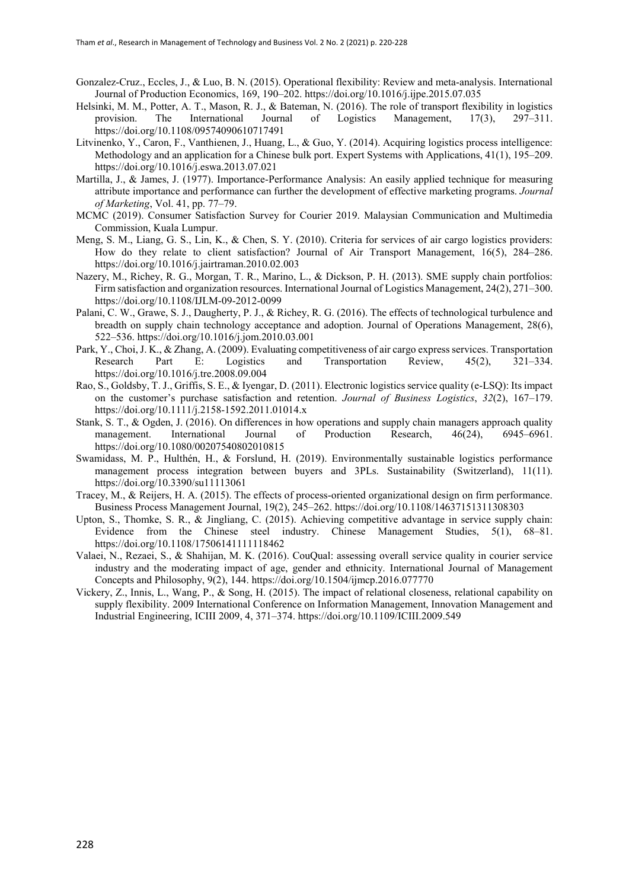Gonzalez-Cruz., Eccles, J., & Luo, B. N. (2015). Operational flexibility: Review and meta-analysis. International Journal of Production Economics, 169, 190–202. https://doi.org/10.1016/j.ijpe.2015.07.035

Helsinki, M. M., Potter, A. T., Mason, R. J., & Bateman, N. (2016). The role of transport flexibility in logistics provision. The International Journal of Logistics Management, 17(3), 297–311. https://doi.org/10.1108/09574090610717491

Litvinenko, Y., Caron, F., Vanthienen, J., Huang, L., & Guo, Y. (2014). Acquiring logistics process intelligence: Methodology and an application for a Chinese bulk port. Expert Systems with Applications, 41(1), 195–209. https://doi.org/10.1016/j.eswa.2013.07.021

Martilla, J., & James, J. (1977). Importance-Performance Analysis: An easily applied technique for measuring attribute importance and performance can further the development of effective marketing programs. *Journal of Marketing*, Vol. 41, pp. 77–79.

MCMC (2019). Consumer Satisfaction Survey for Courier 2019. Malaysian Communication and Multimedia Commission, Kuala Lumpur.

Meng, S. M., Liang, G. S., Lin, K., & Chen, S. Y. (2010). Criteria for services of air cargo logistics providers: How do they relate to client satisfaction? Journal of Air Transport Management, 16(5), 284–286. https://doi.org/10.1016/j.jairtraman.2010.02.003

Nazery, M., Richey, R. G., Morgan, T. R., Marino, L., & Dickson, P. H. (2013). SME supply chain portfolios: Firm satisfaction and organization resources. International Journal of Logistics Management, 24(2), 271–300. https://doi.org/10.1108/IJLM-09-2012-0099

Palani, C. W., Grawe, S. J., Daugherty, P. J., & Richey, R. G. (2016). The effects of technological turbulence and breadth on supply chain technology acceptance and adoption. Journal of Operations Management, 28(6), 522–536. https://doi.org/10.1016/j.jom.2010.03.001

Park, Y., Choi, J. K., & Zhang, A. (2009). Evaluating competitiveness of air cargo express services. Transportation Research Part E: Logistics and Transportation Review, 45(2), 321–334. https://doi.org/10.1016/j.tre.2008.09.004

Rao, S., Goldsby, T. J., Griffis, S. E., & Iyengar, D. (2011). Electronic logistics service quality (e-LSQ): Its impact on the customer's purchase satisfaction and retention. *Journal of Business Logistics*, *32*(2), 167–179. https://doi.org/10.1111/j.2158-1592.2011.01014.x

Stank, S. T., & Ogden, J. (2016). On differences in how operations and supply chain managers approach quality management. International Journal of Production Research, 46(24), 6945–6961. https://doi.org/10.1080/00207540802010815

Swamidass, M. P., Hulthén, H., & Forslund, H. (2019). Environmentally sustainable logistics performance management process integration between buyers and 3PLs. Sustainability (Switzerland), 11(11). https://doi.org/10.3390/su11113061

Tracey, M., & Reijers, H. A. (2015). The effects of process-oriented organizational design on firm performance. Business Process Management Journal, 19(2), 245–262. https://doi.org/10.1108/14637151311308303

Upton, S., Thomke, S. R., & Jingliang, C. (2015). Achieving competitive advantage in service supply chain: Evidence from the Chinese steel industry. Chinese Management Studies, 5(1), 68–81. https://doi.org/10.1108/17506141111118462

Valaei, N., Rezaei, S., & Shahijan, M. K. (2016). CouQual: assessing overall service quality in courier service industry and the moderating impact of age, gender and ethnicity. International Journal of Management Concepts and Philosophy, 9(2), 144. https://doi.org/10.1504/ijmcp.2016.077770

Vickery, Z., Innis, L., Wang, P., & Song, H. (2015). The impact of relational closeness, relational capability on supply flexibility. 2009 International Conference on Information Management, Innovation Management and Industrial Engineering, ICIII 2009, 4, 371–374. https://doi.org/10.1109/ICIII.2009.549